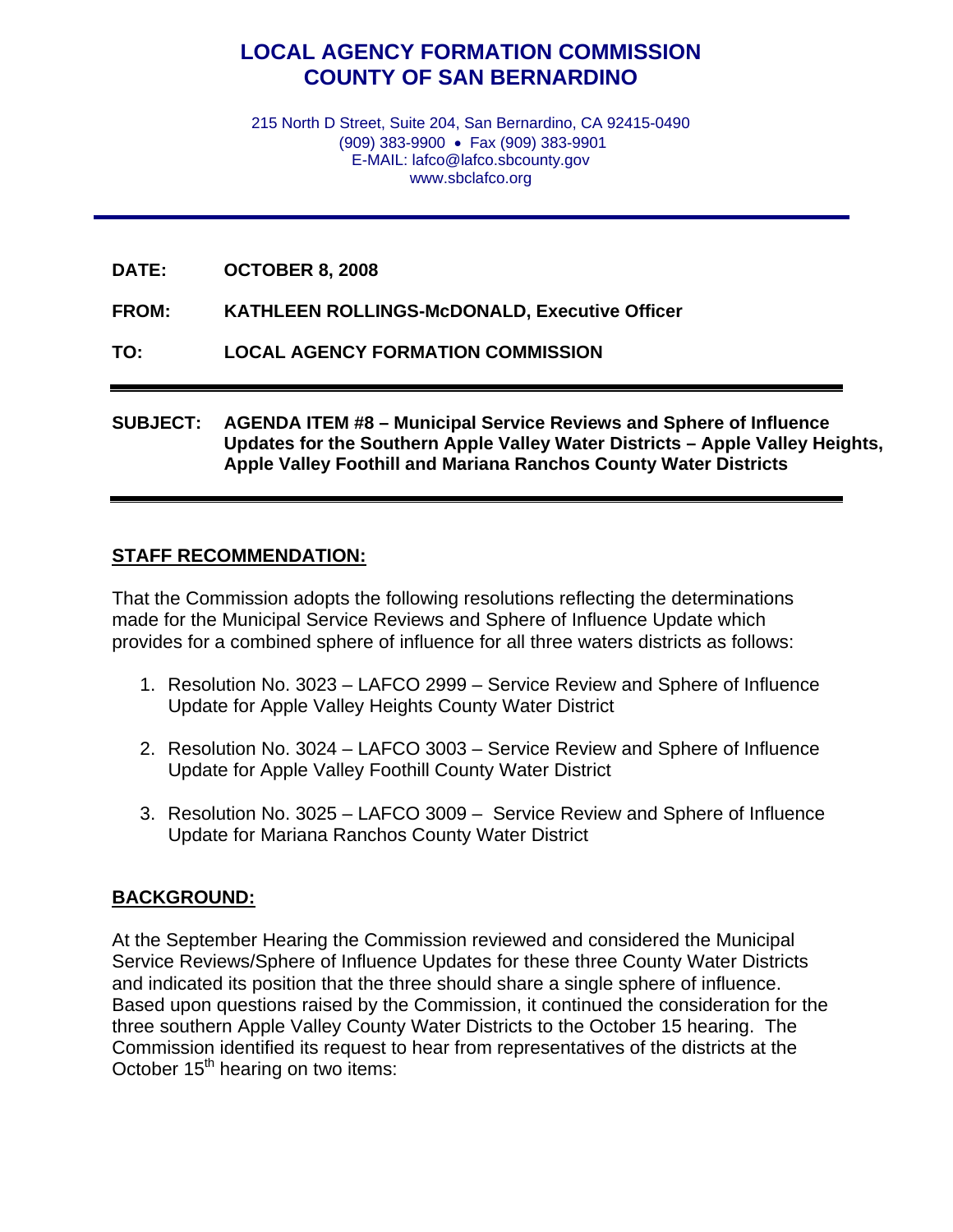# LOCAL AGENCY FORMATION COMMISSION
# COUNTY OF SAN BERNARDINO

215 North D Street, Suite 204, San Bernardino, CA 92415-0490
(909) 383-9900 • Fax (909) 383-9901
E-MAIL: lafco@lafco.sbcounty.gov
www.sbclafco.org

---

**DATE:** **OCTOBER 8, 2008**

**FROM:** **KATHLEEN ROLLINGS-McDONALD, Executive Officer**

**TO:** **LOCAL AGENCY FORMATION COMMISSION**

---

**SUBJECT:** **AGENDA ITEM #8 – Municipal Service Reviews and Sphere of Influence Updates for the Southern Apple Valley Water Districts – Apple Valley Heights, Apple Valley Foothill and Mariana Ranchos County Water Districts**

---

## STAFF RECOMMENDATION:

That the Commission adopts the following resolutions reflecting the determinations made for the Municipal Service Reviews and Sphere of Influence Update which provides for a combined sphere of influence for all three waters districts as follows:

1. Resolution No. 3023 – LAFCO 2999 – Service Review and Sphere of Influence Update for Apple Valley Heights County Water District
2. Resolution No. 3024 – LAFCO 3003 – Service Review and Sphere of Influence Update for Apple Valley Foothill County Water District
3. Resolution No. 3025 – LAFCO 3009 – Service Review and Sphere of Influence Update for Mariana Ranchos County Water District

## BACKGROUND:

At the September Hearing the Commission reviewed and considered the Municipal Service Reviews/Sphere of Influence Updates for these three County Water Districts and indicated its position that the three should share a single sphere of influence. Based upon questions raised by the Commission, it continued the consideration for the three southern Apple Valley County Water Districts to the October 15 hearing. The Commission identified its request to hear from representatives of the districts at the October 15th hearing on two items: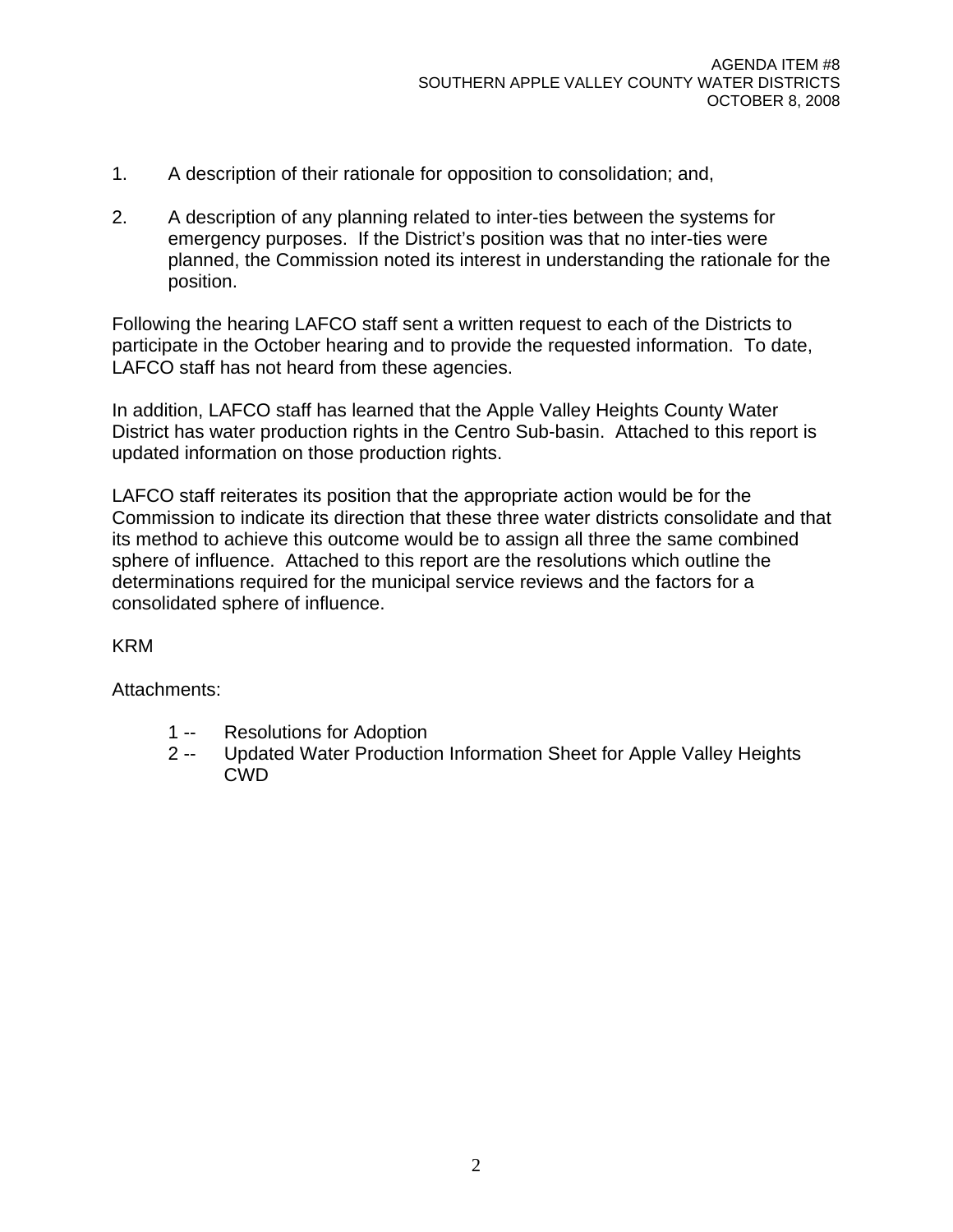1. A description of their rationale for opposition to consolidation; and,

2. A description of any planning related to inter-ties between the systems for emergency purposes. If the District's position was that no inter-ties were planned, the Commission noted its interest in understanding the rationale for the position.

Following the hearing LAFCO staff sent a written request to each of the Districts to participate in the October hearing and to provide the requested information. To date, LAFCO staff has not heard from these agencies.

In addition, LAFCO staff has learned that the Apple Valley Heights County Water District has water production rights in the Centro Sub-basin. Attached to this report is updated information on those production rights.

LAFCO staff reiterates its position that the appropriate action would be for the Commission to indicate its direction that these three water districts consolidate and that its method to achieve this outcome would be to assign all three the same combined sphere of influence. Attached to this report are the resolutions which outline the determinations required for the municipal service reviews and the factors for a consolidated sphere of influence.

KRM

Attachments:

1 -- Resolutions for Adoption
2 -- Updated Water Production Information Sheet for Apple Valley Heights CWD